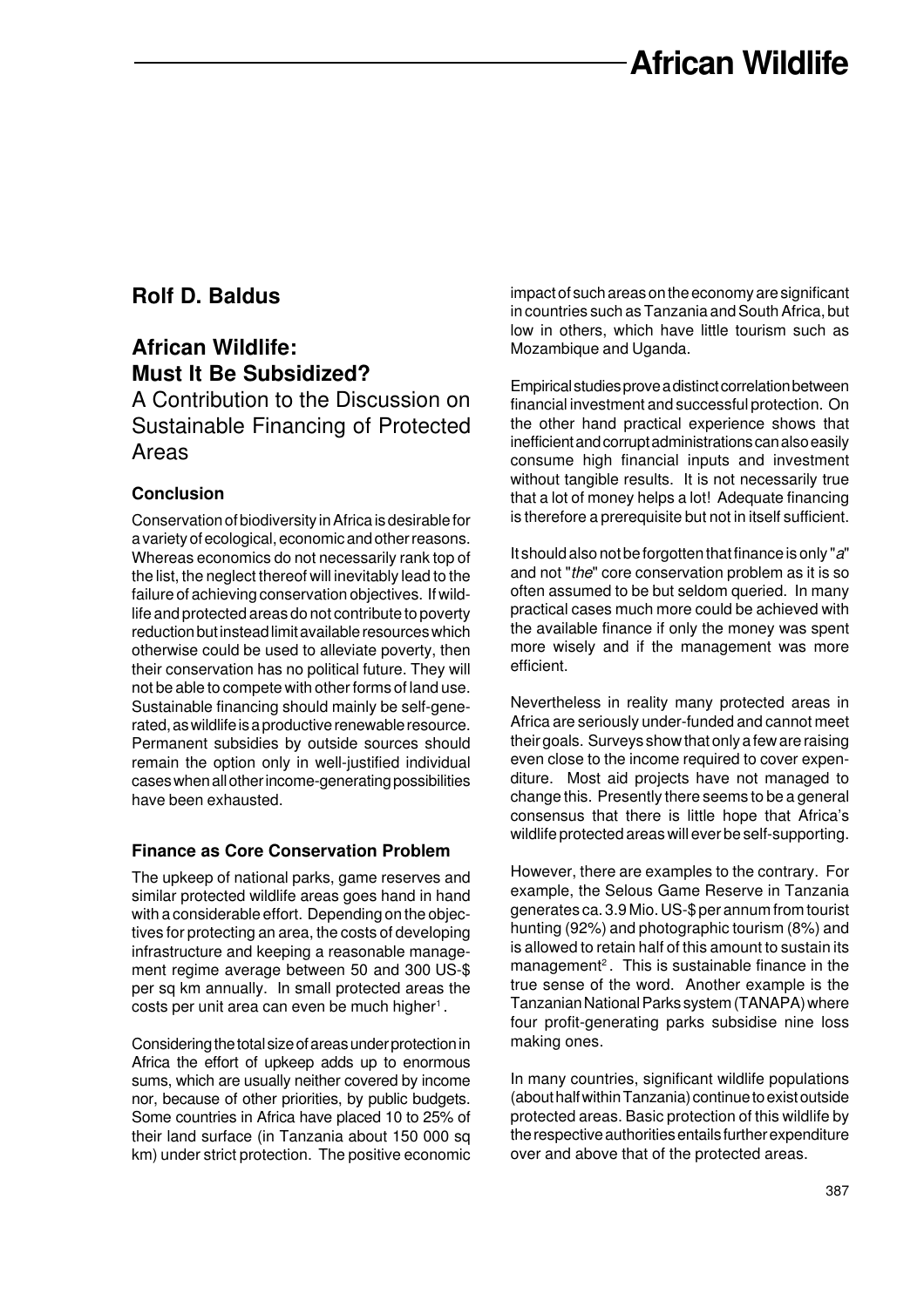**Rolf D. Baldus**

# African Wildlife: Must It Be Subsidized?

A Contribution to the Discussion on Sustainable Financing of Protected Areas

### Conclusion

Conservation of biodiversity in Africa is desirable for a variety of ecological, economic and other reasons. Whereas economics do not necessarily rank top of the list, the neglect thereof will inevitably lead to the failure of achieving conservation objectives. If wildlife and protected areas do not contribute to poverty reduction but instead limit available resources which otherwise could be used to alleviate poverty, then their conservation has no political future. They will not be able to compete with other forms of land use. Sustainable financing should mainly be self-generated, as wildlife is a productive renewable resource. Permanent subsidies by outside sources should remain the option only in well-justified individual cases when all other income-generating possibilities have been exhausted.

### Finance as Core Conservation Problem

The upkeep of national parks, game reserves and similar protected wildlife areas goes hand in hand with a considerable effort. Depending on the objectives for protecting an area, the costs of developing infrastructure and keeping a reasonable management regime average between 50 and 300 US-$ per sq km annually. In small protected areas the costs per unit area can even be much higher[1].

Considering the total size of areas under protection in Africa the effort of upkeep adds up to enormous sums, which are usually neither covered by income nor, because of other priorities, by public budgets. Some countries in Africa have placed 10 to 25% of their land surface (in Tanzania about 150 000 sq km) under strict protection. The positive economic impact of such areas on the economy are significant in countries such as Tanzania and South Africa, but low in others, which have little tourism such as Mozambique and Uganda.

Empirical studies prove a distinct correlation between financial investment and successful protection. On the other hand practical experience shows that inefficient and corrupt administrations can also easily consume high financial inputs and investment without tangible results. It is not necessarily true that a lot of money helps a lot! Adequate financing is therefore a prerequisite but not in itself sufficient.

It should also not be forgotten that finance is only "*a*" and not "*the*" core conservation problem as it is so often assumed to be but seldom queried. In many practical cases much more could be achieved with the available finance if only the money was spent more wisely and if the management was more efficient.

Nevertheless in reality many protected areas in Africa are seriously under-funded and cannot meet their goals. Surveys show that only a few are raising even close to the income required to cover expenditure. Most aid projects have not managed to change this. Presently there seems to be a general consensus that there is little hope that Africa's wildlife protected areas will ever be self-supporting.

However, there are examples to the contrary. For example, the Selous Game Reserve in Tanzania generates ca. 3.9 Mio. US-$ per annum from tourist hunting (92%) and photographic tourism (8%) and is allowed to retain half of this amount to sustain its management[2]. This is sustainable finance in the true sense of the word. Another example is the Tanzanian National Parks system (TANAPA) where four profit-generating parks subsidise nine loss making ones.

In many countries, significant wildlife populations (about half within Tanzania) continue to exist outside protected areas. Basic protection of this wildlife by the respective authorities entails further expenditure over and above that of the protected areas.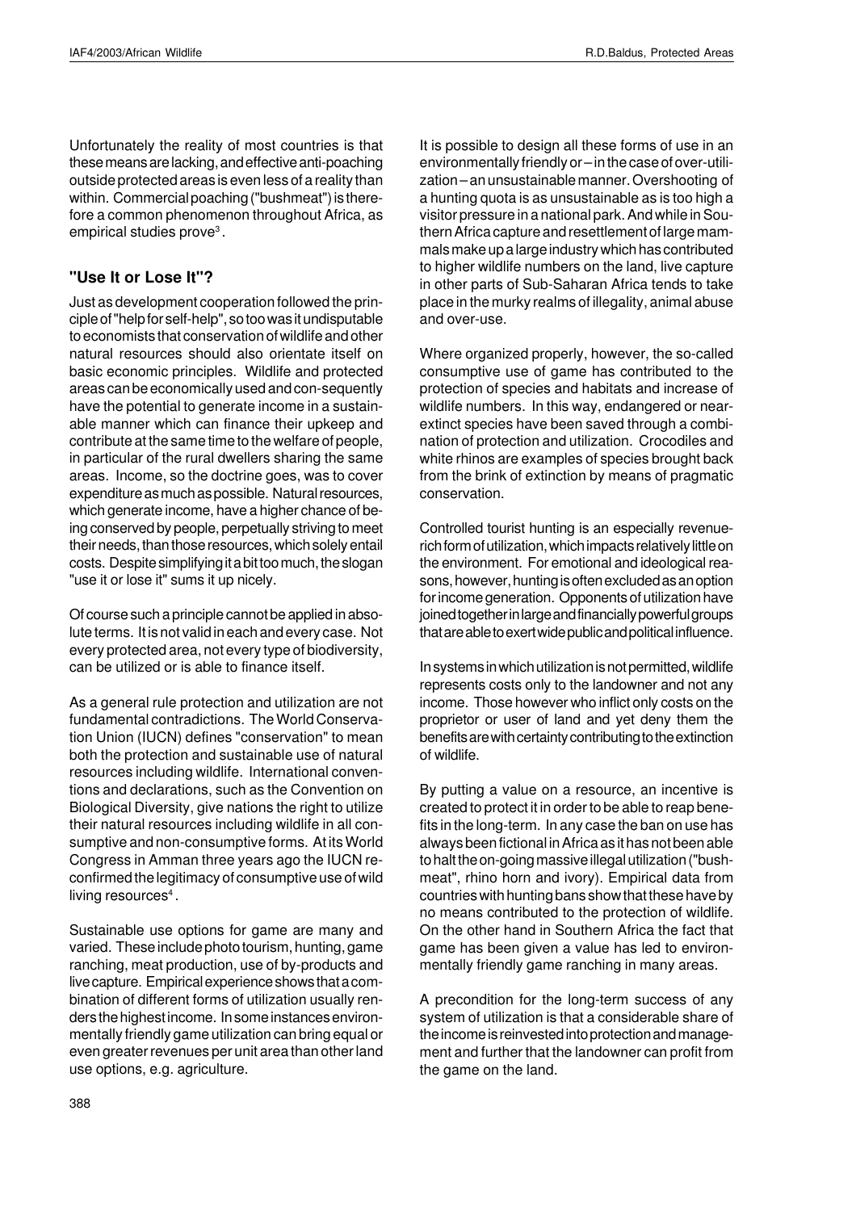Unfortunately the reality of most countries is that these means are lacking, and effective anti-poaching outside protected areas is even less of a reality than within. Commercial poaching ("bushmeat") is therefore a common phenomenon throughout Africa, as empirical studies prove[3].

## "Use It or Lose It"?

Just as development cooperation followed the principle of "help for self-help", so too was it undisputable to economists that conservation of wildlife and other natural resources should also orientate itself on basic economic principles. Wildlife and protected areas can be economically used and con-sequently have the potential to generate income in a sustainable manner which can finance their upkeep and contribute at the same time to the welfare of people, in particular of the rural dwellers sharing the same areas. Income, so the doctrine goes, was to cover expenditure as much as possible. Natural resources, which generate income, have a higher chance of being conserved by people, perpetually striving to meet their needs, than those resources, which solely entail costs. Despite simplifying it a bit too much, the slogan "use it or lose it" sums it up nicely.

Of course such a principle cannot be applied in absolute terms. It is not valid in each and every case. Not every protected area, not every type of biodiversity, can be utilized or is able to finance itself.

As a general rule protection and utilization are not fundamental contradictions. The World Conservation Union (IUCN) defines "conservation" to mean both the protection and sustainable use of natural resources including wildlife. International conventions and declarations, such as the Convention on Biological Diversity, give nations the right to utilize their natural resources including wildlife in all consumptive and non-consumptive forms. At its World Congress in Amman three years ago the IUCN reconfirmed the legitimacy of consumptive use of wild living resources[4].

Sustainable use options for game are many and varied. These include photo tourism, hunting, game ranching, meat production, use of by-products and live capture. Empirical experience shows that a combination of different forms of utilization usually renders the highest income. In some instances environmentally friendly game utilization can bring equal or even greater revenues per unit area than other land use options, e.g. agriculture.

It is possible to design all these forms of use in an environmentally friendly or – in the case of over-utilization – an unsustainable manner. Overshooting of a hunting quota is as unsustainable as is too high a visitor pressure in a national park. And while in Southern Africa capture and resettlement of large mammals make up a large industry which has contributed to higher wildlife numbers on the land, live capture in other parts of Sub-Saharan Africa tends to take place in the murky realms of illegality, animal abuse and over-use.

Where organized properly, however, the so-called consumptive use of game has contributed to the protection of species and habitats and increase of wildlife numbers. In this way, endangered or near-extinct species have been saved through a combination of protection and utilization. Crocodiles and white rhinos are examples of species brought back from the brink of extinction by means of pragmatic conservation.

Controlled tourist hunting is an especially revenue-rich form of utilization, which impacts relatively little on the environment. For emotional and ideological reasons, however, hunting is often excluded as an option for income generation. Opponents of utilization have joined together in large and financially powerful groups that are able to exert wide public and political influence.

In systems in which utilization is not permitted, wildlife represents costs only to the landowner and not any income. Those however who inflict only costs on the proprietor or user of land and yet deny them the benefits are with certainty contributing to the extinction of wildlife.

By putting a value on a resource, an incentive is created to protect it in order to be able to reap benefits in the long-term. In any case the ban on use has always been fictional in Africa as it has not been able to halt the on-going massive illegal utilization ("bushmeat", rhino horn and ivory). Empirical data from countries with hunting bans show that these have by no means contributed to the protection of wildlife. On the other hand in Southern Africa the fact that game has been given a value has led to environmentally friendly game ranching in many areas.

A precondition for the long-term success of any system of utilization is that a considerable share of the income is reinvested into protection and management and further that the landowner can profit from the game on the land.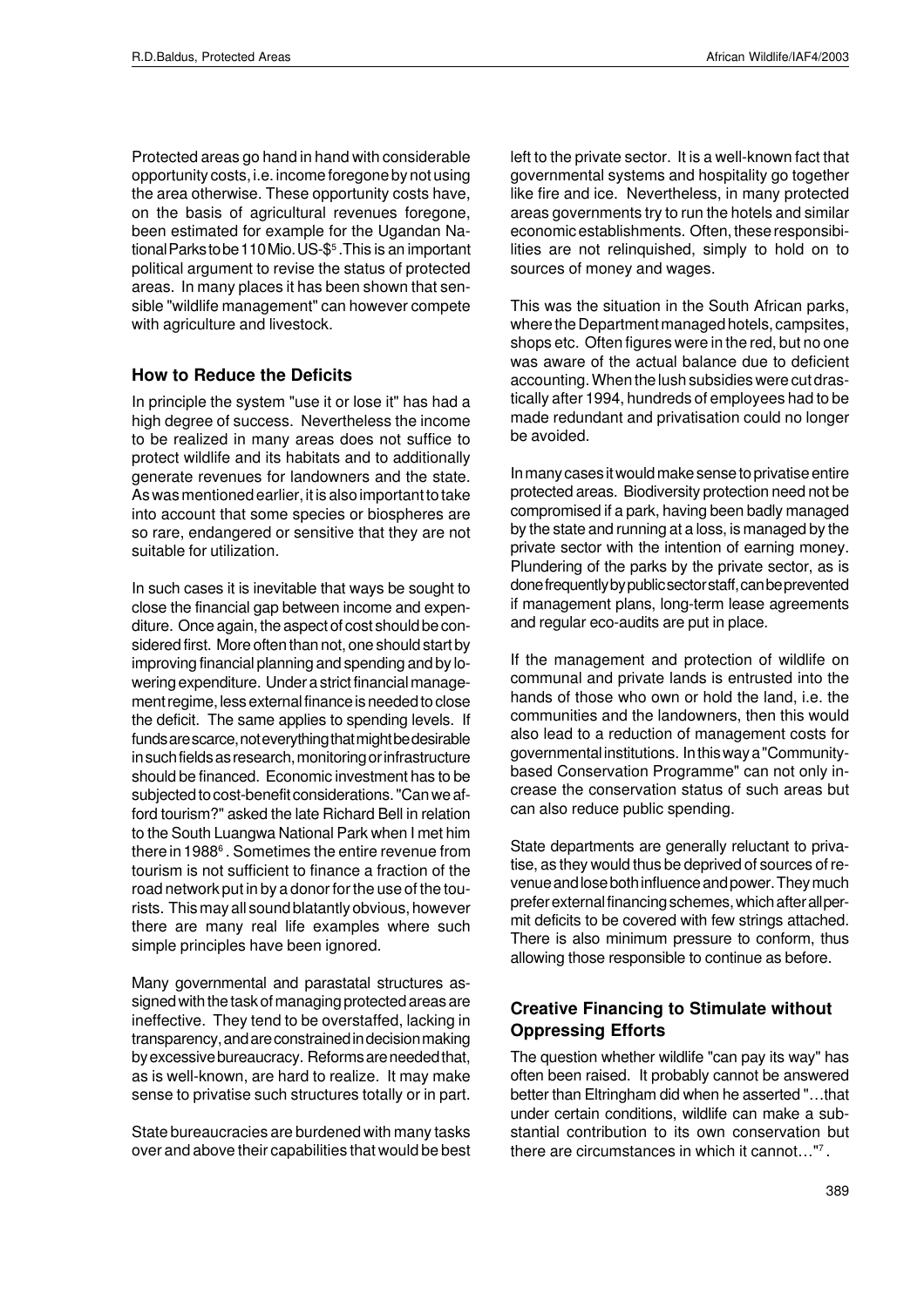Protected areas go hand in hand with considerable opportunity costs, i.e. income foregone by not using the area otherwise. These opportunity costs have, on the basis of agricultural revenues foregone, been estimated for example for the Ugandan National Parks to be 110 Mio. US-$[5]. This is an important political argument to revise the status of protected areas. In many places it has been shown that sensible "wildlife management" can however compete with agriculture and livestock.

### How to Reduce the Deficits

In principle the system "use it or lose it" has had a high degree of success. Nevertheless the income to be realized in many areas does not suffice to protect wildlife and its habitats and to additionally generate revenues for landowners and the state. As was mentioned earlier, it is also important to take into account that some species or biospheres are so rare, endangered or sensitive that they are not suitable for utilization.

In such cases it is inevitable that ways be sought to close the financial gap between income and expenditure. Once again, the aspect of cost should be considered first. More often than not, one should start by improving financial planning and spending and by lowering expenditure. Under a strict financial management regime, less external finance is needed to close the deficit. The same applies to spending levels. If funds are scarce, not everything that might be desirable in such fields as research, monitoring or infrastructure should be financed. Economic investment has to be subjected to cost-benefit considerations. "Can we afford tourism?" asked the late Richard Bell in relation to the South Luangwa National Park when I met him there in 1988[6]. Sometimes the entire revenue from tourism is not sufficient to finance a fraction of the road network put in by a donor for the use of the tourists. This may all sound blatantly obvious, however there are many real life examples where such simple principles have been ignored.

Many governmental and parastatal structures assigned with the task of managing protected areas are ineffective. They tend to be overstaffed, lacking in transparency, and are constrained in decision making by excessive bureaucracy. Reforms are needed that, as is well-known, are hard to realize. It may make sense to privatise such structures totally or in part.

State bureaucracies are burdened with many tasks over and above their capabilities that would be best left to the private sector. It is a well-known fact that governmental systems and hospitality go together like fire and ice. Nevertheless, in many protected areas governments try to run the hotels and similar economic establishments. Often, these responsibilities are not relinquished, simply to hold on to sources of money and wages.

This was the situation in the South African parks, where the Department managed hotels, campsites, shops etc. Often figures were in the red, but no one was aware of the actual balance due to deficient accounting. When the lush subsidies were cut drastically after 1994, hundreds of employees had to be made redundant and privatisation could no longer be avoided.

In many cases it would make sense to privatise entire protected areas. Biodiversity protection need not be compromised if a park, having been badly managed by the state and running at a loss, is managed by the private sector with the intention of earning money. Plundering of the parks by the private sector, as is done frequently by public sector staff, can be prevented if management plans, long-term lease agreements and regular eco-audits are put in place.

If the management and protection of wildlife on communal and private lands is entrusted into the hands of those who own or hold the land, i.e. the communities and the landowners, then this would also lead to a reduction of management costs for governmental institutions. In this way a "Community-based Conservation Programme" can not only increase the conservation status of such areas but can also reduce public spending.

State departments are generally reluctant to privatise, as they would thus be deprived of sources of revenue and lose both influence and power. They much prefer external financing schemes, which after all permit deficits to be covered with few strings attached. There is also minimum pressure to conform, thus allowing those responsible to continue as before.

### Creative Financing to Stimulate without Oppressing Efforts

The question whether wildlife "can pay its way" has often been raised. It probably cannot be answered better than Eltringham did when he asserted "…that under certain conditions, wildlife can make a substantial contribution to its own conservation but there are circumstances in which it cannot…"[7].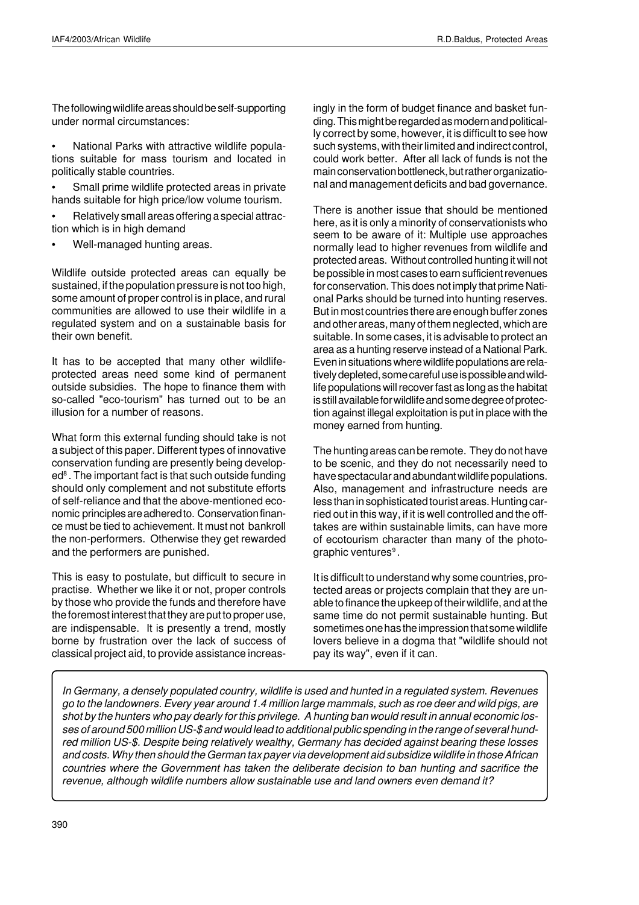The following wildlife areas should be self-supporting under normal circumstances:

- National Parks with attractive wildlife populations suitable for mass tourism and located in politically stable countries.
- Small prime wildlife protected areas in private hands suitable for high price/low volume tourism.
- Relatively small areas offering a special attraction which is in high demand
- Well-managed hunting areas.

Wildlife outside protected areas can equally be sustained, if the population pressure is not too high, some amount of proper control is in place, and rural communities are allowed to use their wildlife in a regulated system and on a sustainable basis for their own benefit.

It has to be accepted that many other wildlife-protected areas need some kind of permanent outside subsidies. The hope to finance them with so-called "eco-tourism" has turned out to be an illusion for a number of reasons.

What form this external funding should take is not a subject of this paper. Different types of innovative conservation funding are presently being developed[8]. The important fact is that such outside funding should only complement and not substitute efforts of self-reliance and that the above-mentioned economic principles are adhered to. Conservation finance must be tied to achievement. It must not bankroll the non-performers. Otherwise they get rewarded and the performers are punished.

This is easy to postulate, but difficult to secure in practise. Whether we like it or not, proper controls by those who provide the funds and therefore have the foremost interest that they are put to proper use, are indispensable. It is presently a trend, mostly borne by frustration over the lack of success of classical project aid, to provide assistance increasingly in the form of budget finance and basket funding. This might be regarded as modern and politically correct by some, however, it is difficult to see how such systems, with their limited and indirect control, could work better. After all lack of funds is not the main conservation bottleneck, but rather organizational and management deficits and bad governance.

There is another issue that should be mentioned here, as it is only a minority of conservationists who seem to be aware of it: Multiple use approaches normally lead to higher revenues from wildlife and protected areas. Without controlled hunting it will not be possible in most cases to earn sufficient revenues for conservation. This does not imply that prime National Parks should be turned into hunting reserves. But in most countries there are enough buffer zones and other areas, many of them neglected, which are suitable. In some cases, it is advisable to protect an area as a hunting reserve instead of a National Park. Even in situations where wildlife populations are relatively depleted, some careful use is possible and wildlife populations will recover fast as long as the habitat is still available for wildlife and some degree of protection against illegal exploitation is put in place with the money earned from hunting.

The hunting areas can be remote. They do not have to be scenic, and they do not necessarily need to have spectacular and abundant wildlife populations. Also, management and infrastructure needs are less than in sophisticated tourist areas. Hunting carried out in this way, if it is well controlled and the offtakes are within sustainable limits, can have more of ecotourism character than many of the photographic ventures[9].

It is difficult to understand why some countries, protected areas or projects complain that they are unable to finance the upkeep of their wildlife, and at the same time do not permit sustainable hunting. But sometimes one has the impression that some wildlife lovers believe in a dogma that "wildlife should not pay its way", even if it can.

*In Germany, a densely populated country, wildlife is used and hunted in a regulated system. Revenues go to the landowners. Every year around 1.4 million large mammals, such as roe deer and wild pigs, are shot by the hunters who pay dearly for this privilege. A hunting ban would result in annual economic losses of around 500 million US-$ and would lead to additional public spending in the range of several hundred million US-$. Despite being relatively wealthy, Germany has decided against bearing these losses and costs. Why then should the German tax payer via development aid subsidize wildlife in those African countries where the Government has taken the deliberate decision to ban hunting and sacrifice the revenue, although wildlife numbers allow sustainable use and land owners even demand it?*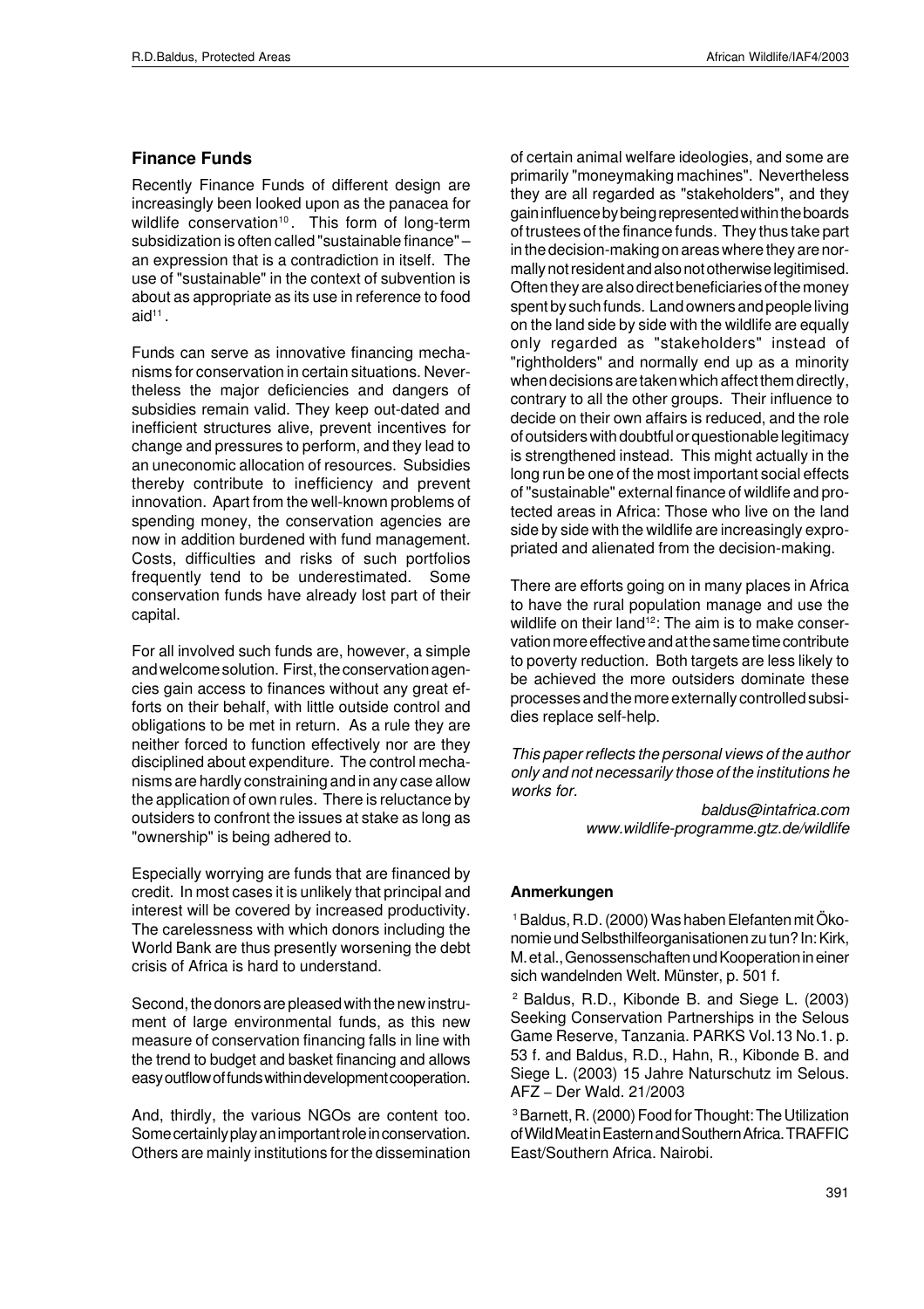## Finance Funds

Recently Finance Funds of different design are increasingly been looked upon as the panacea for wildlife conservation[10]. This form of long-term subsidization is often called "sustainable finance" – an expression that is a contradiction in itself. The use of "sustainable" in the context of subvention is about as appropriate as its use in reference to food aid[11].

Funds can serve as innovative financing mechanisms for conservation in certain situations. Nevertheless the major deficiencies and dangers of subsidies remain valid. They keep out-dated and inefficient structures alive, prevent incentives for change and pressures to perform, and they lead to an uneconomic allocation of resources. Subsidies thereby contribute to inefficiency and prevent innovation. Apart from the well-known problems of spending money, the conservation agencies are now in addition burdened with fund management. Costs, difficulties and risks of such portfolios frequently tend to be underestimated. Some conservation funds have already lost part of their capital.

For all involved such funds are, however, a simple and welcome solution. First, the conservation agencies gain access to finances without any great efforts on their behalf, with little outside control and obligations to be met in return. As a rule they are neither forced to function effectively nor are they disciplined about expenditure. The control mechanisms are hardly constraining and in any case allow the application of own rules. There is reluctance by outsiders to confront the issues at stake as long as "ownership" is being adhered to.

Especially worrying are funds that are financed by credit. In most cases it is unlikely that principal and interest will be covered by increased productivity. The carelessness with which donors including the World Bank are thus presently worsening the debt crisis of Africa is hard to understand.

Second, the donors are pleased with the new instrument of large environmental funds, as this new measure of conservation financing falls in line with the trend to budget and basket financing and allows easy outflow of funds within development cooperation.

And, thirdly, the various NGOs are content too. Some certainly play an important role in conservation. Others are mainly institutions for the dissemination of certain animal welfare ideologies, and some are primarily "moneymaking machines". Nevertheless they are all regarded as "stakeholders", and they gain influence by being represented within the boards of trustees of the finance funds. They thus take part in the decision-making on areas where they are normally not resident and also not otherwise legitimised. Often they are also direct beneficiaries of the money spent by such funds. Land owners and people living on the land side by side with the wildlife are equally only regarded as "stakeholders" instead of "rightholders" and normally end up as a minority when decisions are taken which affect them directly, contrary to all the other groups. Their influence to decide on their own affairs is reduced, and the role of outsiders with doubtful or questionable legitimacy is strengthened instead. This might actually in the long run be one of the most important social effects of "sustainable" external finance of wildlife and protected areas in Africa: Those who live on the land side by side with the wildlife are increasingly expropriated and alienated from the decision-making.

There are efforts going on in many places in Africa to have the rural population manage and use the wildlife on their land[12]: The aim is to make conservation more effective and at the same time contribute to poverty reduction. Both targets are less likely to be achieved the more outsiders dominate these processes and the more externally controlled subsidies replace self-help.

*This paper reflects the personal views of the author only and not necessarily those of the institutions he works for.*

*baldus@intafrica.com*
*www.wildlife-programme.gtz.de/wildlife*

## Anmerkungen

[1] Baldus, R.D. (2000) Was haben Elefanten mit Ökonomie und Selbsthilfeorganisationen zu tun? In: Kirk, M. et al., Genossenschaften und Kooperation in einer sich wandelnden Welt. Münster, p. 501 f.

[2] Baldus, R.D., Kibonde B. and Siege L. (2003) Seeking Conservation Partnerships in the Selous Game Reserve, Tanzania. PARKS Vol.13 No.1. p. 53 f. and Baldus, R.D., Hahn, R., Kibonde B. and Siege L. (2003) 15 Jahre Naturschutz im Selous. AFZ – Der Wald. 21/2003

[3] Barnett, R. (2000) Food for Thought: The Utilization of Wild Meat in Eastern and Southern Africa. TRAFFIC East/Southern Africa. Nairobi.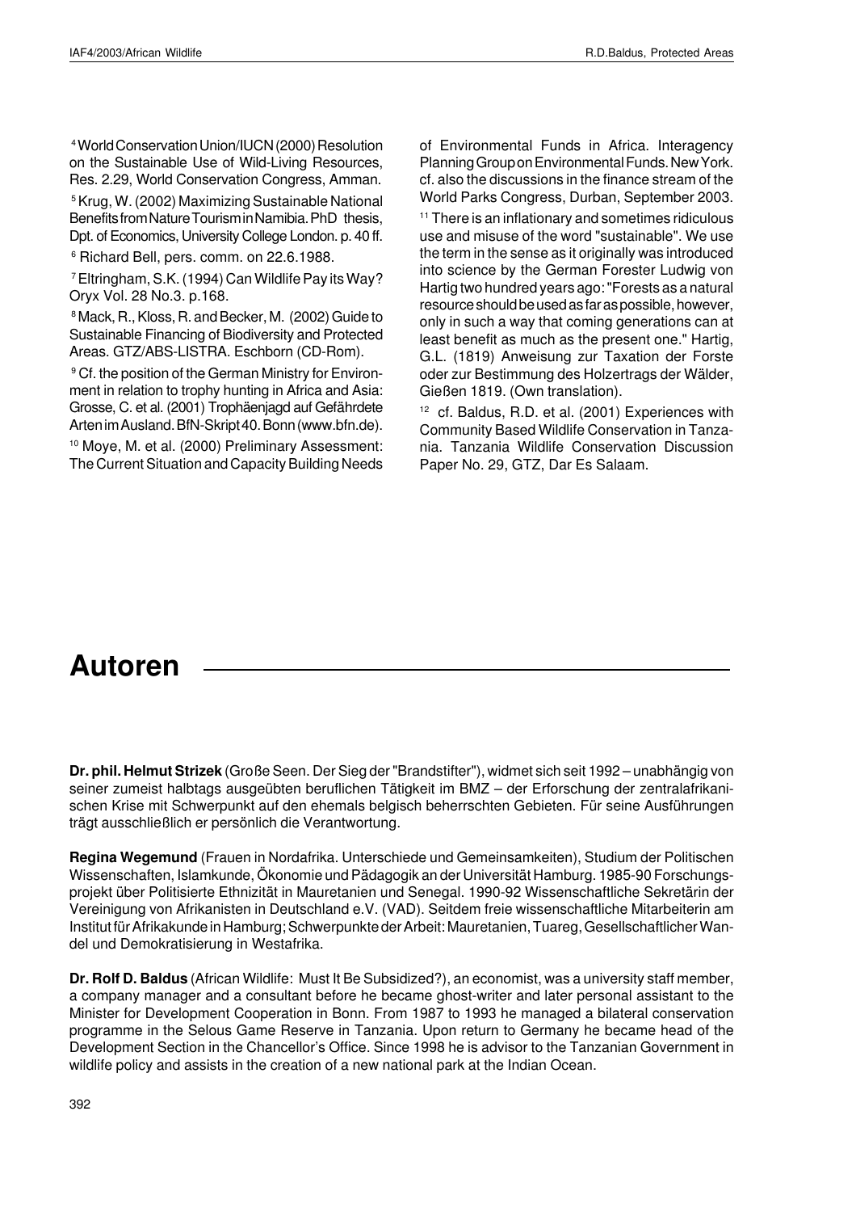[4] World Conservation Union/IUCN (2000) Resolution on the Sustainable Use of Wild-Living Resources, Res. 2.29, World Conservation Congress, Amman.

[5] Krug, W. (2002) Maximizing Sustainable National Benefits from Nature Tourism in Namibia. PhD thesis, Dpt. of Economics, University College London. p. 40 ff.

[6] Richard Bell, pers. comm. on 22.6.1988.

[7] Eltringham, S.K. (1994) Can Wildlife Pay its Way? Oryx Vol. 28 No.3. p.168.

[8] Mack, R., Kloss, R. and Becker, M. (2002) Guide to Sustainable Financing of Biodiversity and Protected Areas. GTZ/ABS-LISTRA. Eschborn (CD-Rom).

[9] Cf. the position of the German Ministry for Environment in relation to trophy hunting in Africa and Asia: Grosse, C. et al. (2001) Trophäenjagd auf Gefährdete Arten im Ausland. BfN-Skript 40. Bonn (www.bfn.de).

[10] Moye, M. et al. (2000) Preliminary Assessment: The Current Situation and Capacity Building Needs of Environmental Funds in Africa. Interagency Planning Group on Environmental Funds. New York. cf. also the discussions in the finance stream of the World Parks Congress, Durban, September 2003.

[11] There is an inflationary and sometimes ridiculous use and misuse of the word "sustainable". We use the term in the sense as it originally was introduced into science by the German Forester Ludwig von Hartig two hundred years ago: "Forests as a natural resource should be used as far as possible, however, only in such a way that coming generations can at least benefit as much as the present one." Hartig, G.L. (1819) Anweisung zur Taxation der Forste oder zur Bestimmung des Holzertrags der Wälder, Gießen 1819. (Own translation).

[12] cf. Baldus, R.D. et al. (2001) Experiences with Community Based Wildlife Conservation in Tanzania. Tanzania Wildlife Conservation Discussion Paper No. 29, GTZ, Dar Es Salaam.

# Autoren

**Dr. phil. Helmut Strizek** (Große Seen. Der Sieg der "Brandstifter"), widmet sich seit 1992 – unabhängig von seiner zumeist halbtags ausgeübten beruflichen Tätigkeit im BMZ – der Erforschung der zentralafrikanischen Krise mit Schwerpunkt auf den ehemals belgisch beherrschten Gebieten. Für seine Ausführungen trägt ausschließlich er persönlich die Verantwortung.

**Regina Wegemund** (Frauen in Nordafrika. Unterschiede und Gemeinsamkeiten), Studium der Politischen Wissenschaften, Islamkunde, Ökonomie und Pädagogik an der Universität Hamburg. 1985-90 Forschungsprojekt über Politisierte Ethnizität in Mauretanien und Senegal. 1990-92 Wissenschaftliche Sekretärin der Vereinigung von Afrikanisten in Deutschland e.V. (VAD). Seitdem freie wissenschaftliche Mitarbeiterin am Institut für Afrikakunde in Hamburg; Schwerpunkte der Arbeit: Mauretanien, Tuareg, Gesellschaftlicher Wandel und Demokratisierung in Westafrika.

**Dr. Rolf D. Baldus** (African Wildlife: Must It Be Subsidized?), an economist, was a university staff member, a company manager and a consultant before he became ghost-writer and later personal assistant to the Minister for Development Cooperation in Bonn. From 1987 to 1993 he managed a bilateral conservation programme in the Selous Game Reserve in Tanzania. Upon return to Germany he became head of the Development Section in the Chancellor's Office. Since 1998 he is advisor to the Tanzanian Government in wildlife policy and assists in the creation of a new national park at the Indian Ocean.